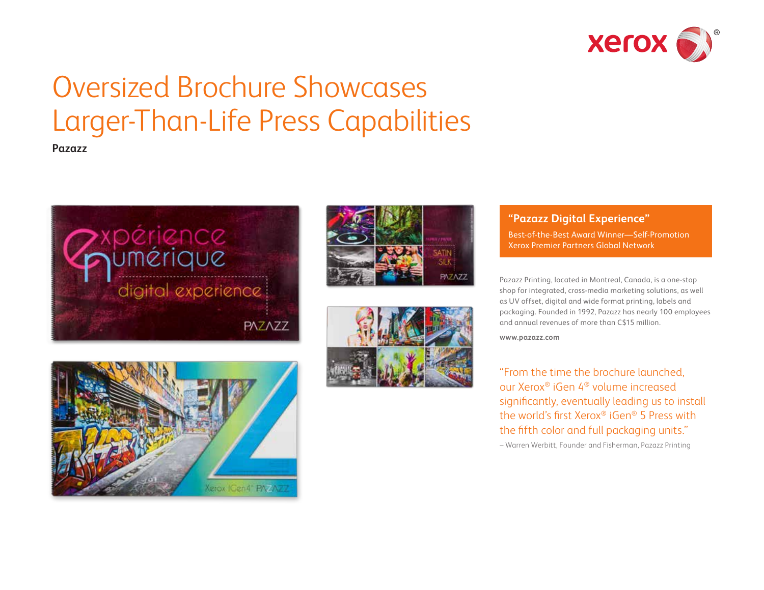# Oversized Brochure Showcases Larger-Than-Life Press Capabilities

**Pazazz**

**"Pazazz Digital Experience"**

Best-of-the-Best Award Winner—Self-Promotion
Xerox Premier Partners Global Network

Pazazz Printing, located in Montreal, Canada, is a one-stop shop for integrated, cross-media marketing solutions, as well as UV offset, digital and wide format printing, labels and packaging. Founded in 1992, Pazazz has nearly 100 employees and annual revenues of more than C$15 million.

**www.pazazz.com**

"From the time the brochure launched, our Xerox® iGen 4® volume increased significantly, eventually leading us to install the world's first Xerox® iGen® 5 Press with the fifth color and full packaging units."

– Warren Werbitt, Founder and Fisherman, Pazazz Printing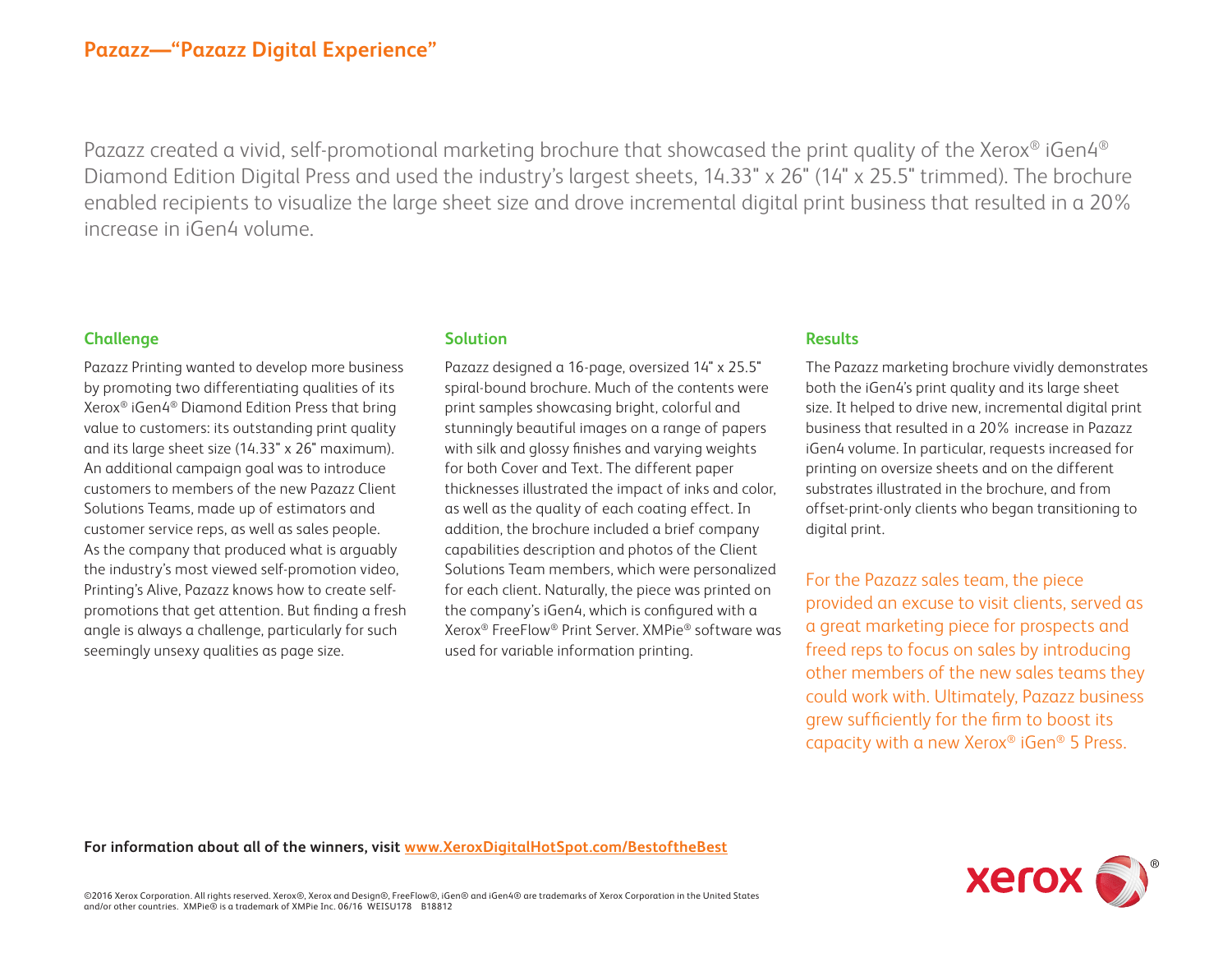## Pazazz—"Pazazz Digital Experience"

Pazazz created a vivid, self-promotional marketing brochure that showcased the print quality of the Xerox® iGen4® Diamond Edition Digital Press and used the industry's largest sheets, 14.33" x 26" (14" x 25.5" trimmed). The brochure enabled recipients to visualize the large sheet size and drove incremental digital print business that resulted in a 20% increase in iGen4 volume.

### Challenge

Pazazz Printing wanted to develop more business by promoting two differentiating qualities of its Xerox® iGen4® Diamond Edition Press that bring value to customers: its outstanding print quality and its large sheet size (14.33" x 26" maximum). An additional campaign goal was to introduce customers to members of the new Pazazz Client Solutions Teams, made up of estimators and customer service reps, as well as sales people. As the company that produced what is arguably the industry's most viewed self-promotion video, Printing's Alive, Pazazz knows how to create self-promotions that get attention. But finding a fresh angle is always a challenge, particularly for such seemingly unsexy qualities as page size.

### Solution

Pazazz designed a 16-page, oversized 14" x 25.5" spiral-bound brochure. Much of the contents were print samples showcasing bright, colorful and stunningly beautiful images on a range of papers with silk and glossy finishes and varying weights for both Cover and Text. The different paper thicknesses illustrated the impact of inks and color, as well as the quality of each coating effect. In addition, the brochure included a brief company capabilities description and photos of the Client Solutions Team members, which were personalized for each client. Naturally, the piece was printed on the company's iGen4, which is configured with a Xerox® FreeFlow® Print Server. XMPie® software was used for variable information printing.

### Results

The Pazazz marketing brochure vividly demonstrates both the iGen4's print quality and its large sheet size. It helped to drive new, incremental digital print business that resulted in a 20% increase in Pazazz iGen4 volume. In particular, requests increased for printing on oversize sheets and on the different substrates illustrated in the brochure, and from offset-print-only clients who began transitioning to digital print.

For the Pazazz sales team, the piece provided an excuse to visit clients, served as a great marketing piece for prospects and freed reps to focus on sales by introducing other members of the new sales teams they could work with. Ultimately, Pazazz business grew sufficiently for the firm to boost its capacity with a new Xerox® iGen® 5 Press.

**For information about all of the winners, visit www.XeroxDigitalHotSpot.com/BestoftheBest**

©2016 Xerox Corporation. All rights reserved. Xerox®, Xerox and Design®, FreeFlow®, iGen® and iGen4® are trademarks of Xerox Corporation in the United States and/or other countries. XMPie® is a trademark of XMPie Inc. 06/16 WEISU178 B18812